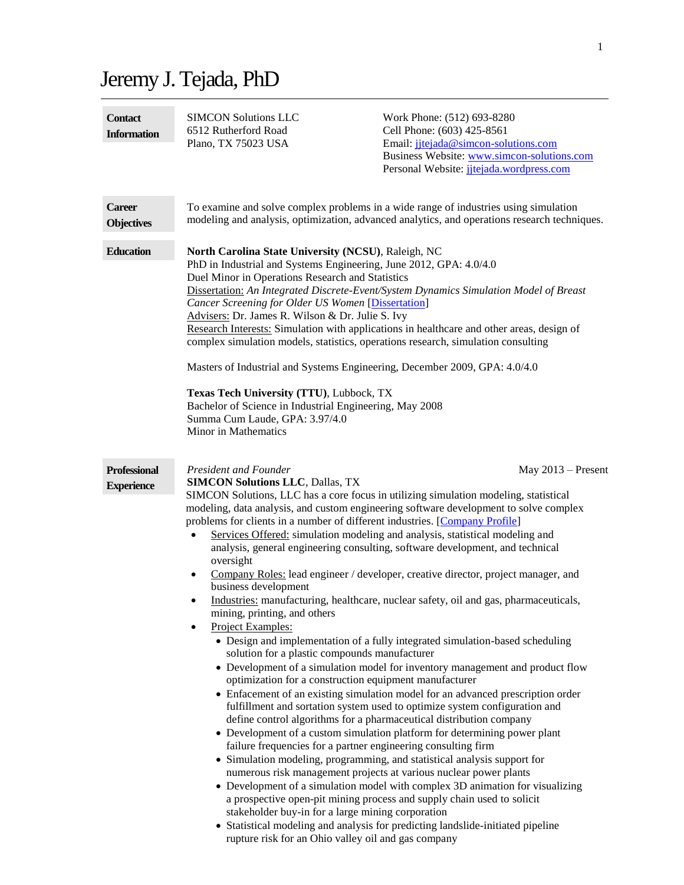# Jeremy J. Tejada, PhD

## Contact Information

SIMCON Solutions LLC
6512 Rutherford Road
Plano, TX 75023 USA

Work Phone: (512) 693-8280
Cell Phone: (603) 425-8561
Email: jjtejada@simcon-solutions.com
Business Website: www.simcon-solutions.com
Personal Website: jjtejada.wordpress.com

## Career Objectives

To examine and solve complex problems in a wide range of industries using simulation modeling and analysis, optimization, advanced analytics, and operations research techniques.

## Education

**North Carolina State University (NCSU)**, Raleigh, NC
PhD in Industrial and Systems Engineering, June 2012, GPA: 4.0/4.0
Duel Minor in Operations Research and Statistics
Dissertation: *An Integrated Discrete-Event/System Dynamics Simulation Model of Breast Cancer Screening for Older US Women* [Dissertation]
Advisers: Dr. James R. Wilson & Dr. Julie S. Ivy
Research Interests: Simulation with applications in healthcare and other areas, design of complex simulation models, statistics, operations research, simulation consulting

Masters of Industrial and Systems Engineering, December 2009, GPA: 4.0/4.0

**Texas Tech University (TTU)**, Lubbock, TX
Bachelor of Science in Industrial Engineering, May 2008
Summa Cum Laude, GPA: 3.97/4.0
Minor in Mathematics

## Professional Experience

*President and Founder* — May 2013 – Present
**SIMCON Solutions LLC**, Dallas, TX
SIMCON Solutions, LLC has a core focus in utilizing simulation modeling, statistical modeling, data analysis, and custom engineering software development to solve complex problems for clients in a number of different industries. [Company Profile]

- Services Offered: simulation modeling and analysis, statistical modeling and analysis, general engineering consulting, software development, and technical oversight
- Company Roles: lead engineer / developer, creative director, project manager, and business development
- Industries: manufacturing, healthcare, nuclear safety, oil and gas, pharmaceuticals, mining, printing, and others
- Project Examples:
  - Design and implementation of a fully integrated simulation-based scheduling solution for a plastic compounds manufacturer
  - Development of a simulation model for inventory management and product flow optimization for a construction equipment manufacturer
  - Enfacement of an existing simulation model for an advanced prescription order fulfillment and sortation system used to optimize system configuration and define control algorithms for a pharmaceutical distribution company
  - Development of a custom simulation platform for determining power plant failure frequencies for a partner engineering consulting firm
  - Simulation modeling, programming, and statistical analysis support for numerous risk management projects at various nuclear power plants
  - Development of a simulation model with complex 3D animation for visualizing a prospective open-pit mining process and supply chain used to solicit stakeholder buy-in for a large mining corporation
  - Statistical modeling and analysis for predicting landslide-initiated pipeline rupture risk for an Ohio valley oil and gas company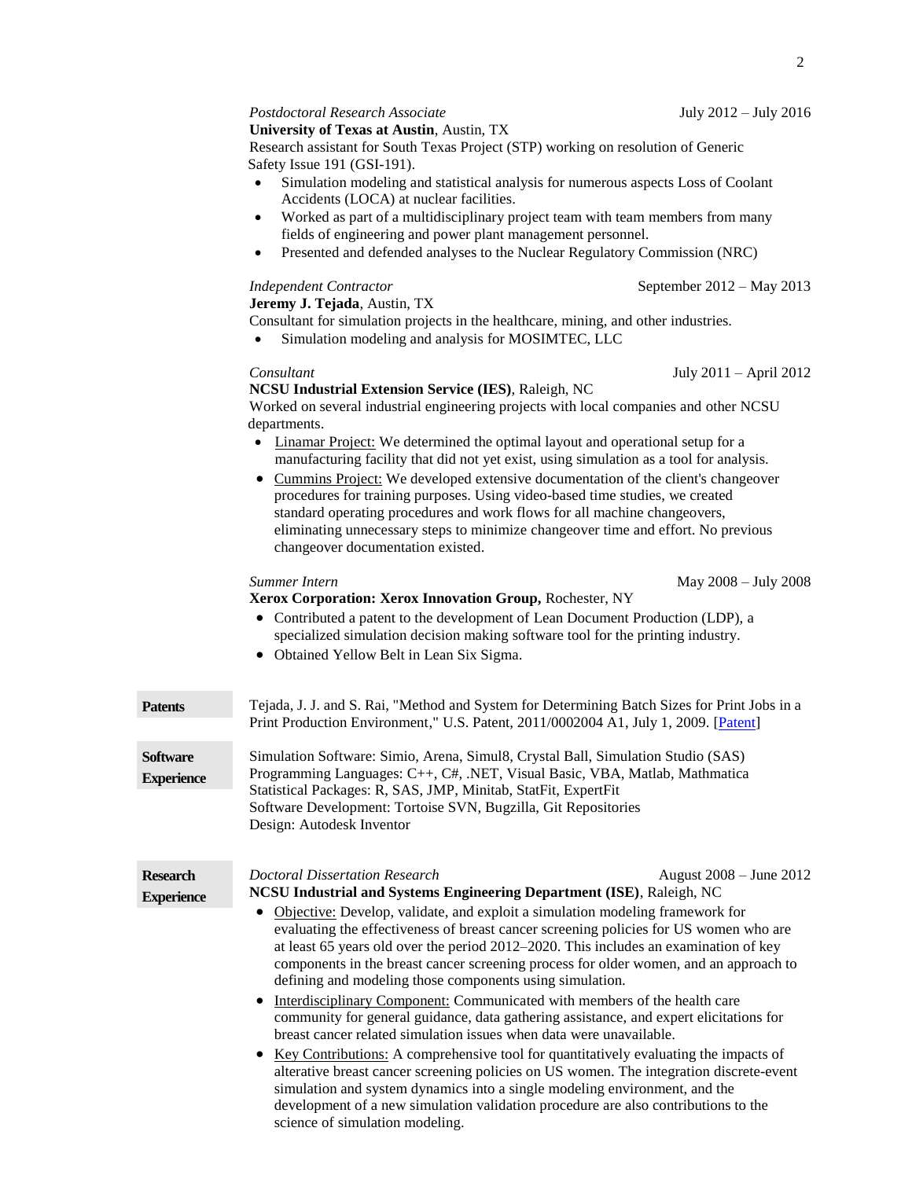*Postdoctoral Research Associate* July 2012 – July 2016
**University of Texas at Austin**, Austin, TX
Research assistant for South Texas Project (STP) working on resolution of Generic Safety Issue 191 (GSI-191).

- Simulation modeling and statistical analysis for numerous aspects Loss of Coolant Accidents (LOCA) at nuclear facilities.
- Worked as part of a multidisciplinary project team with team members from many fields of engineering and power plant management personnel.
- Presented and defended analyses to the Nuclear Regulatory Commission (NRC)

*Independent Contractor* September 2012 – May 2013
**Jeremy J. Tejada**, Austin, TX
Consultant for simulation projects in the healthcare, mining, and other industries.

- Simulation modeling and analysis for MOSIMTEC, LLC

*Consultant* July 2011 – April 2012
**NCSU Industrial Extension Service (IES)**, Raleigh, NC
Worked on several industrial engineering projects with local companies and other NCSU departments.

- Linamar Project: We determined the optimal layout and operational setup for a manufacturing facility that did not yet exist, using simulation as a tool for analysis.
- Cummins Project: We developed extensive documentation of the client's changeover procedures for training purposes. Using video-based time studies, we created standard operating procedures and work flows for all machine changeovers, eliminating unnecessary steps to minimize changeover time and effort. No previous changeover documentation existed.

*Summer Intern* May 2008 – July 2008
**Xerox Corporation: Xerox Innovation Group,** Rochester, NY

- Contributed a patent to the development of Lean Document Production (LDP), a specialized simulation decision making software tool for the printing industry.
- Obtained Yellow Belt in Lean Six Sigma.

## Patents

Tejada, J. J. and S. Rai, "Method and System for Determining Batch Sizes for Print Jobs in a Print Production Environment," U.S. Patent, 2011/0002004 A1, July 1, 2009. [Patent]

## Software Experience

Simulation Software: Simio, Arena, Simul8, Crystal Ball, Simulation Studio (SAS)
Programming Languages: C++, C#, .NET, Visual Basic, VBA, Matlab, Mathmatica
Statistical Packages: R, SAS, JMP, Minitab, StatFit, ExpertFit
Software Development: Tortoise SVN, Bugzilla, Git Repositories
Design: Autodesk Inventor

## Research Experience

*Doctoral Dissertation Research* August 2008 – June 2012
**NCSU Industrial and Systems Engineering Department (ISE)**, Raleigh, NC

- Objective: Develop, validate, and exploit a simulation modeling framework for evaluating the effectiveness of breast cancer screening policies for US women who are at least 65 years old over the period 2012–2020. This includes an examination of key components in the breast cancer screening process for older women, and an approach to defining and modeling those components using simulation.
- Interdisciplinary Component: Communicated with members of the health care community for general guidance, data gathering assistance, and expert elicitations for breast cancer related simulation issues when data were unavailable.
- Key Contributions: A comprehensive tool for quantitatively evaluating the impacts of alterative breast cancer screening policies on US women. The integration discrete-event simulation and system dynamics into a single modeling environment, and the development of a new simulation validation procedure are also contributions to the science of simulation modeling.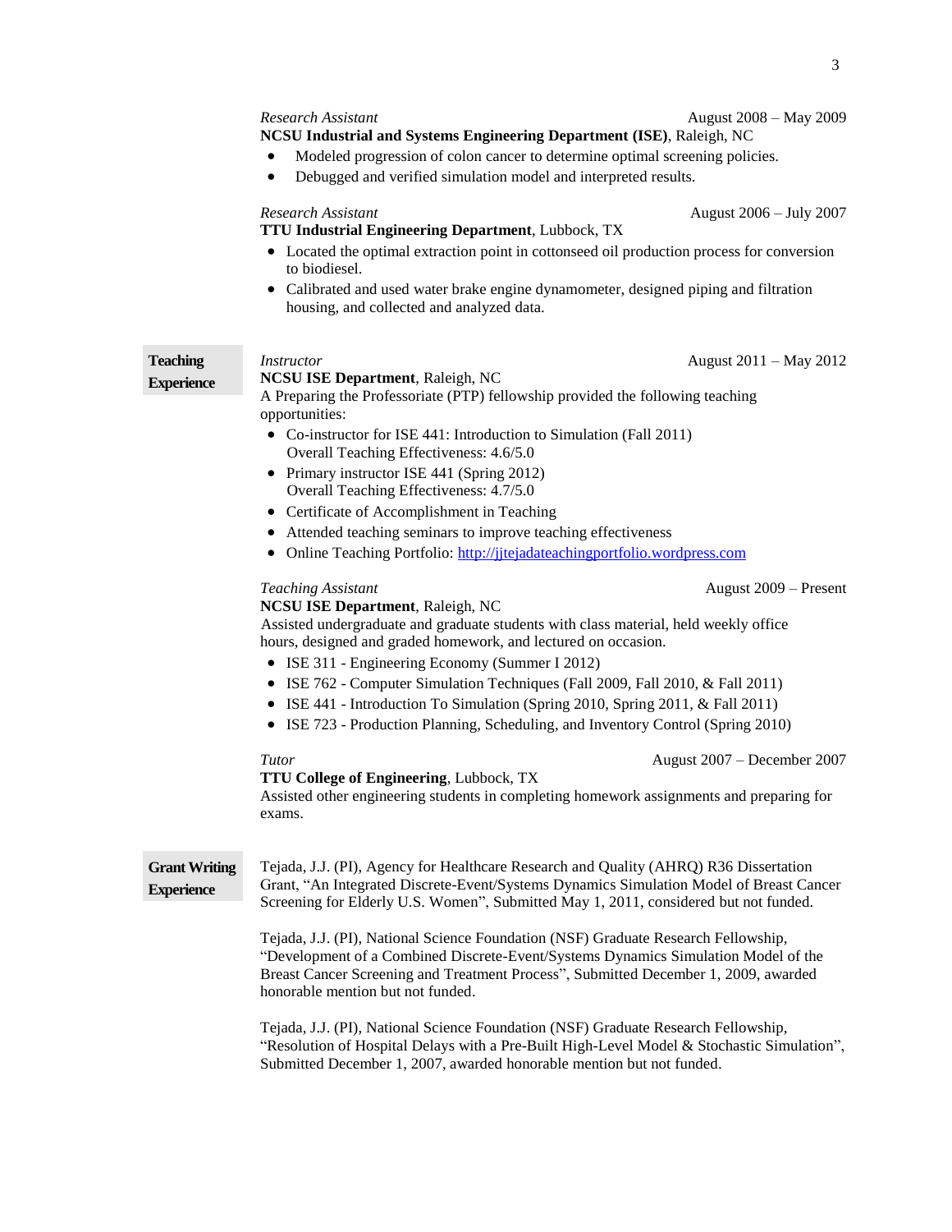*Research Assistant* August 2008 – May 2009
**NCSU Industrial and Systems Engineering Department (ISE)**, Raleigh, NC

- Modeled progression of colon cancer to determine optimal screening policies.
- Debugged and verified simulation model and interpreted results.

*Research Assistant* August 2006 – July 2007
**TTU Industrial Engineering Department**, Lubbock, TX

- Located the optimal extraction point in cottonseed oil production process for conversion to biodiesel.
- Calibrated and used water brake engine dynamometer, designed piping and filtration housing, and collected and analyzed data.

## Teaching Experience

*Instructor* August 2011 – May 2012
**NCSU ISE Department**, Raleigh, NC
A Preparing the Professoriate (PTP) fellowship provided the following teaching opportunities:

- Co-instructor for ISE 441: Introduction to Simulation (Fall 2011)
  Overall Teaching Effectiveness: 4.6/5.0
- Primary instructor ISE 441 (Spring 2012)
  Overall Teaching Effectiveness: 4.7/5.0
- Certificate of Accomplishment in Teaching
- Attended teaching seminars to improve teaching effectiveness
- Online Teaching Portfolio: http://jjtejadateachingportfolio.wordpress.com

*Teaching Assistant* August 2009 – Present
**NCSU ISE Department**, Raleigh, NC
Assisted undergraduate and graduate students with class material, held weekly office hours, designed and graded homework, and lectured on occasion.

- ISE 311 - Engineering Economy (Summer I 2012)
- ISE 762 - Computer Simulation Techniques (Fall 2009, Fall 2010, & Fall 2011)
- ISE 441 - Introduction To Simulation (Spring 2010, Spring 2011, & Fall 2011)
- ISE 723 - Production Planning, Scheduling, and Inventory Control (Spring 2010)

*Tutor* August 2007 – December 2007
**TTU College of Engineering**, Lubbock, TX
Assisted other engineering students in completing homework assignments and preparing for exams.

## Grant Writing Experience

Tejada, J.J. (PI), Agency for Healthcare Research and Quality (AHRQ) R36 Dissertation Grant, "An Integrated Discrete-Event/Systems Dynamics Simulation Model of Breast Cancer Screening for Elderly U.S. Women", Submitted May 1, 2011, considered but not funded.

Tejada, J.J. (PI), National Science Foundation (NSF) Graduate Research Fellowship, "Development of a Combined Discrete-Event/Systems Dynamics Simulation Model of the Breast Cancer Screening and Treatment Process", Submitted December 1, 2009, awarded honorable mention but not funded.

Tejada, J.J. (PI), National Science Foundation (NSF) Graduate Research Fellowship, "Resolution of Hospital Delays with a Pre-Built High-Level Model & Stochastic Simulation", Submitted December 1, 2007, awarded honorable mention but not funded.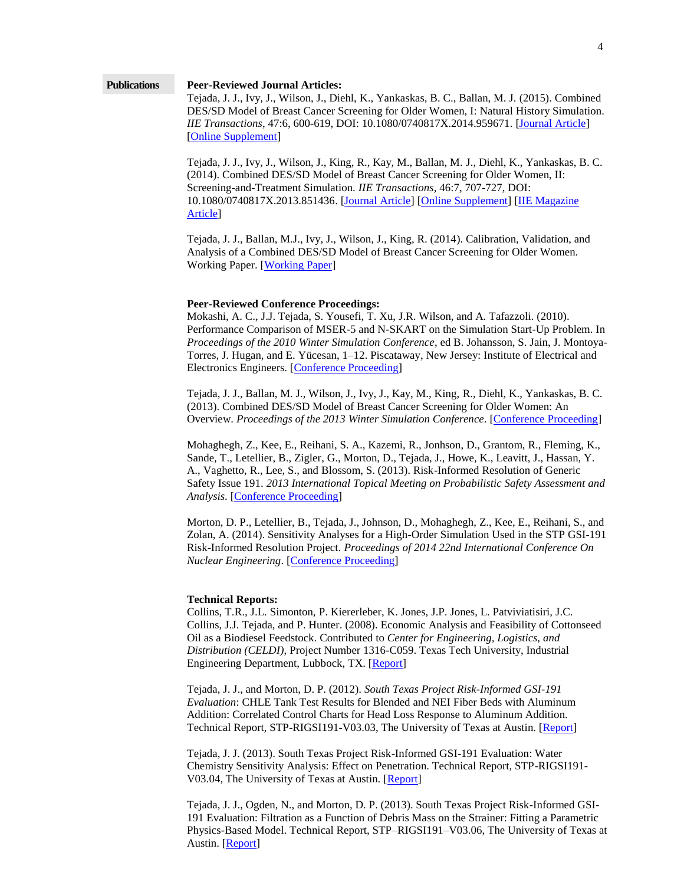## Publications

**Peer-Reviewed Journal Articles:**

Tejada, J. J., Ivy, J., Wilson, J., Diehl, K., Yankaskas, B. C., Ballan, M. J. (2015). Combined DES/SD Model of Breast Cancer Screening for Older Women, I: Natural History Simulation. *IIE Transactions*, 47:6, 600-619, DOI: 10.1080/0740817X.2014.959671. [Journal Article] [Online Supplement]

Tejada, J. J., Ivy, J., Wilson, J., King, R., Kay, M., Ballan, M. J., Diehl, K., Yankaskas, B. C. (2014). Combined DES/SD Model of Breast Cancer Screening for Older Women, II: Screening-and-Treatment Simulation. *IIE Transactions*, 46:7, 707-727, DOI: 10.1080/0740817X.2013.851436. [Journal Article] [Online Supplement] [IIE Magazine Article]

Tejada, J. J., Ballan, M.J., Ivy, J., Wilson, J., King, R. (2014). Calibration, Validation, and Analysis of a Combined DES/SD Model of Breast Cancer Screening for Older Women. Working Paper. [Working Paper]

**Peer-Reviewed Conference Proceedings:**

Mokashi, A. C., J.J. Tejada, S. Yousefi, T. Xu, J.R. Wilson, and A. Tafazzoli. (2010). Performance Comparison of MSER-5 and N-SKART on the Simulation Start-Up Problem. In *Proceedings of the 2010 Winter Simulation Conference*, ed B. Johansson, S. Jain, J. Montoya-Torres, J. Hugan, and E. Yücesan, 1–12. Piscataway, New Jersey: Institute of Electrical and Electronics Engineers. [Conference Proceeding]

Tejada, J. J., Ballan, M. J., Wilson, J., Ivy, J., Kay, M., King, R., Diehl, K., Yankaskas, B. C. (2013). Combined DES/SD Model of Breast Cancer Screening for Older Women: An Overview. *Proceedings of the 2013 Winter Simulation Conference*. [Conference Proceeding]

Mohaghegh, Z., Kee, E., Reihani, S. A., Kazemi, R., Jonhson, D., Grantom, R., Fleming, K., Sande, T., Letellier, B., Zigler, G., Morton, D., Tejada, J., Howe, K., Leavitt, J., Hassan, Y. A., Vaghetto, R., Lee, S., and Blossom, S. (2013). Risk-Informed Resolution of Generic Safety Issue 191. *2013 International Topical Meeting on Probabilistic Safety Assessment and Analysis*. [Conference Proceeding]

Morton, D. P., Letellier, B., Tejada, J., Johnson, D., Mohaghegh, Z., Kee, E., Reihani, S., and Zolan, A. (2014). Sensitivity Analyses for a High-Order Simulation Used in the STP GSI-191 Risk-Informed Resolution Project. *Proceedings of 2014 22nd International Conference On Nuclear Engineering*. [Conference Proceeding]

**Technical Reports:**

Collins, T.R., J.L. Simonton, P. Kiererleber, K. Jones, J.P. Jones, L. Patviviatisiri, J.C. Collins, J.J. Tejada, and P. Hunter. (2008). Economic Analysis and Feasibility of Cottonseed Oil as a Biodiesel Feedstock. Contributed to *Center for Engineering, Logistics, and Distribution (CELDI)*, Project Number 1316-C059. Texas Tech University, Industrial Engineering Department, Lubbock, TX. [Report]

Tejada, J. J., and Morton, D. P. (2012). *South Texas Project Risk-Informed GSI-191 Evaluation*: CHLE Tank Test Results for Blended and NEI Fiber Beds with Aluminum Addition: Correlated Control Charts for Head Loss Response to Aluminum Addition. Technical Report, STP-RIGSI191-V03.03, The University of Texas at Austin. [Report]

Tejada, J. J. (2013). South Texas Project Risk-Informed GSI-191 Evaluation: Water Chemistry Sensitivity Analysis: Effect on Penetration. Technical Report, STP-RIGSI191-V03.04, The University of Texas at Austin. [Report]

Tejada, J. J., Ogden, N., and Morton, D. P. (2013). South Texas Project Risk-Informed GSI-191 Evaluation: Filtration as a Function of Debris Mass on the Strainer: Fitting a Parametric Physics-Based Model. Technical Report, STP–RIGSI191–V03.06, The University of Texas at Austin. [Report]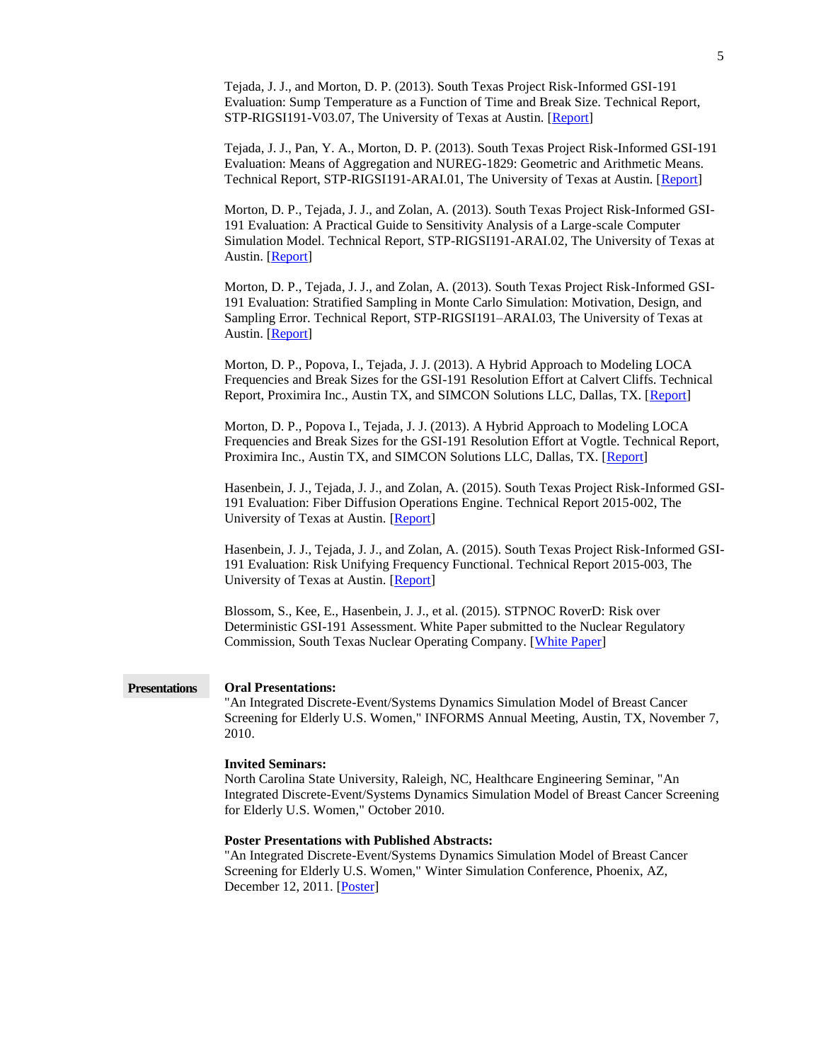Tejada, J. J., and Morton, D. P. (2013). South Texas Project Risk-Informed GSI-191 Evaluation: Sump Temperature as a Function of Time and Break Size. Technical Report, STP-RIGSI191-V03.07, The University of Texas at Austin. [Report]

Tejada, J. J., Pan, Y. A., Morton, D. P. (2013). South Texas Project Risk-Informed GSI-191 Evaluation: Means of Aggregation and NUREG-1829: Geometric and Arithmetic Means. Technical Report, STP-RIGSI191-ARAI.01, The University of Texas at Austin. [Report]

Morton, D. P., Tejada, J. J., and Zolan, A. (2013). South Texas Project Risk-Informed GSI-191 Evaluation: A Practical Guide to Sensitivity Analysis of a Large-scale Computer Simulation Model. Technical Report, STP-RIGSI191-ARAI.02, The University of Texas at Austin. [Report]

Morton, D. P., Tejada, J. J., and Zolan, A. (2013). South Texas Project Risk-Informed GSI-191 Evaluation: Stratified Sampling in Monte Carlo Simulation: Motivation, Design, and Sampling Error. Technical Report, STP-RIGSI191–ARAI.03, The University of Texas at Austin. [Report]

Morton, D. P., Popova, I., Tejada, J. J. (2013). A Hybrid Approach to Modeling LOCA Frequencies and Break Sizes for the GSI-191 Resolution Effort at Calvert Cliffs. Technical Report, Proximira Inc., Austin TX, and SIMCON Solutions LLC, Dallas, TX. [Report]

Morton, D. P., Popova I., Tejada, J. J. (2013). A Hybrid Approach to Modeling LOCA Frequencies and Break Sizes for the GSI-191 Resolution Effort at Vogtle. Technical Report, Proximira Inc., Austin TX, and SIMCON Solutions LLC, Dallas, TX. [Report]

Hasenbein, J. J., Tejada, J. J., and Zolan, A. (2015). South Texas Project Risk-Informed GSI-191 Evaluation: Fiber Diffusion Operations Engine. Technical Report 2015-002, The University of Texas at Austin. [Report]

Hasenbein, J. J., Tejada, J. J., and Zolan, A. (2015). South Texas Project Risk-Informed GSI-191 Evaluation: Risk Unifying Frequency Functional. Technical Report 2015-003, The University of Texas at Austin. [Report]

Blossom, S., Kee, E., Hasenbein, J. J., et al. (2015). STPNOC RoverD: Risk over Deterministic GSI-191 Assessment. White Paper submitted to the Nuclear Regulatory Commission, South Texas Nuclear Operating Company. [White Paper]

## Presentations

**Oral Presentations:**
"An Integrated Discrete-Event/Systems Dynamics Simulation Model of Breast Cancer Screening for Elderly U.S. Women," INFORMS Annual Meeting, Austin, TX, November 7, 2010.

**Invited Seminars:**
North Carolina State University, Raleigh, NC, Healthcare Engineering Seminar, "An Integrated Discrete-Event/Systems Dynamics Simulation Model of Breast Cancer Screening for Elderly U.S. Women," October 2010.

**Poster Presentations with Published Abstracts:**
"An Integrated Discrete-Event/Systems Dynamics Simulation Model of Breast Cancer Screening for Elderly U.S. Women," Winter Simulation Conference, Phoenix, AZ, December 12, 2011. [Poster]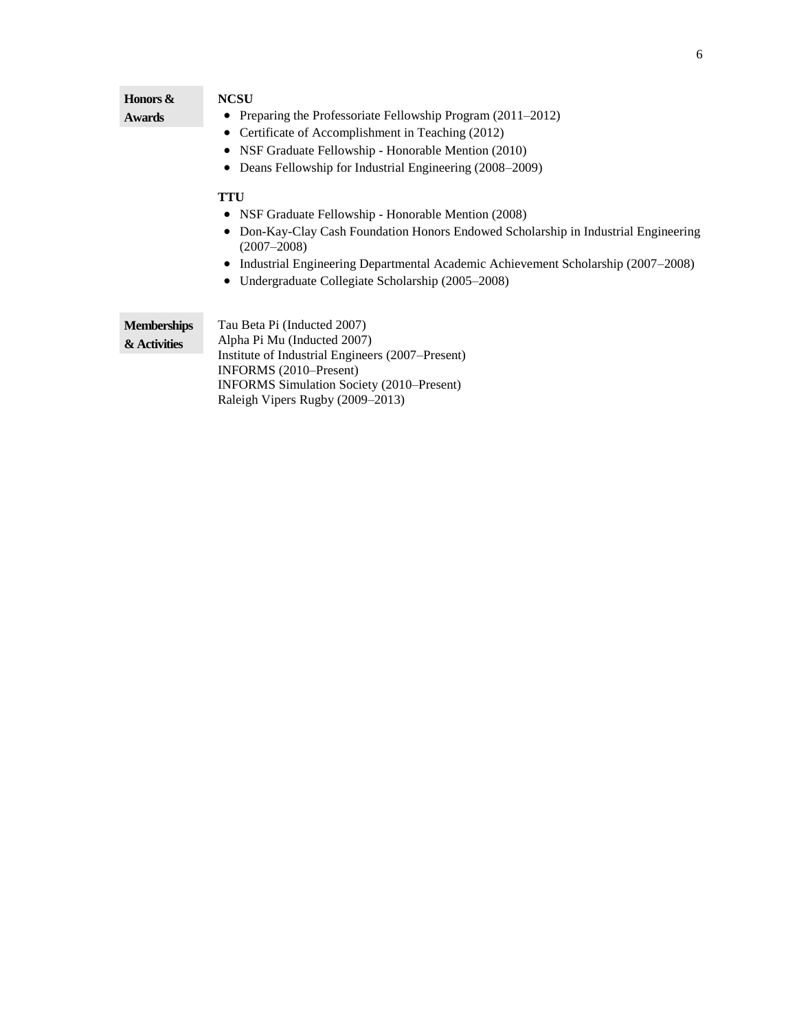## Honors & Awards

**NCSU**

- Preparing the Professoriate Fellowship Program (2011–2012)
- Certificate of Accomplishment in Teaching (2012)
- NSF Graduate Fellowship - Honorable Mention (2010)
- Deans Fellowship for Industrial Engineering (2008–2009)

**TTU**

- NSF Graduate Fellowship - Honorable Mention (2008)
- Don-Kay-Clay Cash Foundation Honors Endowed Scholarship in Industrial Engineering (2007–2008)
- Industrial Engineering Departmental Academic Achievement Scholarship (2007–2008)
- Undergraduate Collegiate Scholarship (2005–2008)

## Memberships & Activities

Tau Beta Pi (Inducted 2007)
Alpha Pi Mu (Inducted 2007)
Institute of Industrial Engineers (2007–Present)
INFORMS (2010–Present)
INFORMS Simulation Society (2010–Present)
Raleigh Vipers Rugby (2009–2013)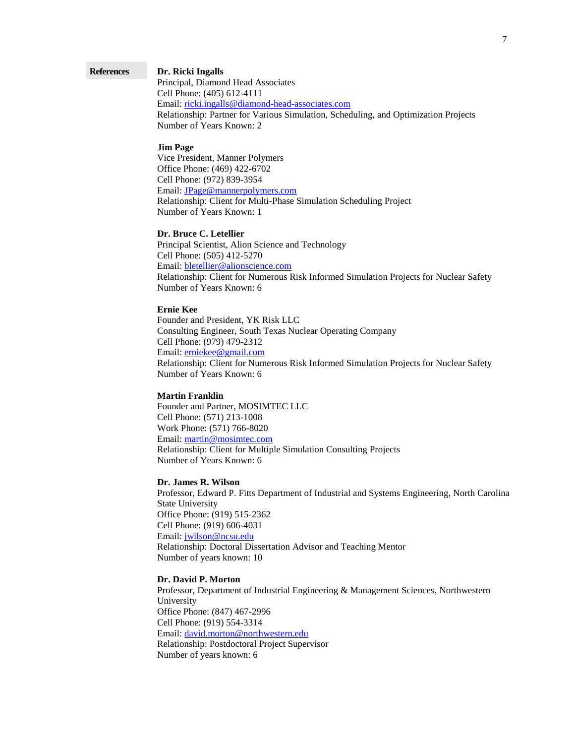## References

**Dr. Ricki Ingalls**
Principal, Diamond Head Associates
Cell Phone: (405) 612-4111
Email: ricki.ingalls@diamond-head-associates.com
Relationship: Partner for Various Simulation, Scheduling, and Optimization Projects
Number of Years Known: 2

**Jim Page**
Vice President, Manner Polymers
Office Phone: (469) 422-6702
Cell Phone: (972) 839-3954
Email: JPage@mannerpolymers.com
Relationship: Client for Multi-Phase Simulation Scheduling Project
Number of Years Known: 1

**Dr. Bruce C. Letellier**
Principal Scientist, Alion Science and Technology
Cell Phone: (505) 412-5270
Email: bletellier@alionscience.com
Relationship: Client for Numerous Risk Informed Simulation Projects for Nuclear Safety
Number of Years Known: 6

**Ernie Kee**
Founder and President, YK Risk LLC
Consulting Engineer, South Texas Nuclear Operating Company
Cell Phone: (979) 479-2312
Email: erniekee@gmail.com
Relationship: Client for Numerous Risk Informed Simulation Projects for Nuclear Safety
Number of Years Known: 6

**Martin Franklin**
Founder and Partner, MOSIMTEC LLC
Cell Phone: (571) 213-1008
Work Phone: (571) 766-8020
Email: martin@mosimtec.com
Relationship: Client for Multiple Simulation Consulting Projects
Number of Years Known: 6

**Dr. James R. Wilson**
Professor, Edward P. Fitts Department of Industrial and Systems Engineering, North Carolina State University
Office Phone: (919) 515-2362
Cell Phone: (919) 606-4031
Email: jwilson@ncsu.edu
Relationship: Doctoral Dissertation Advisor and Teaching Mentor
Number of years known: 10

**Dr. David P. Morton**
Professor, Department of Industrial Engineering & Management Sciences, Northwestern University
Office Phone: (847) 467-2996
Cell Phone: (919) 554-3314
Email: david.morton@northwestern.edu
Relationship: Postdoctoral Project Supervisor
Number of years known: 6